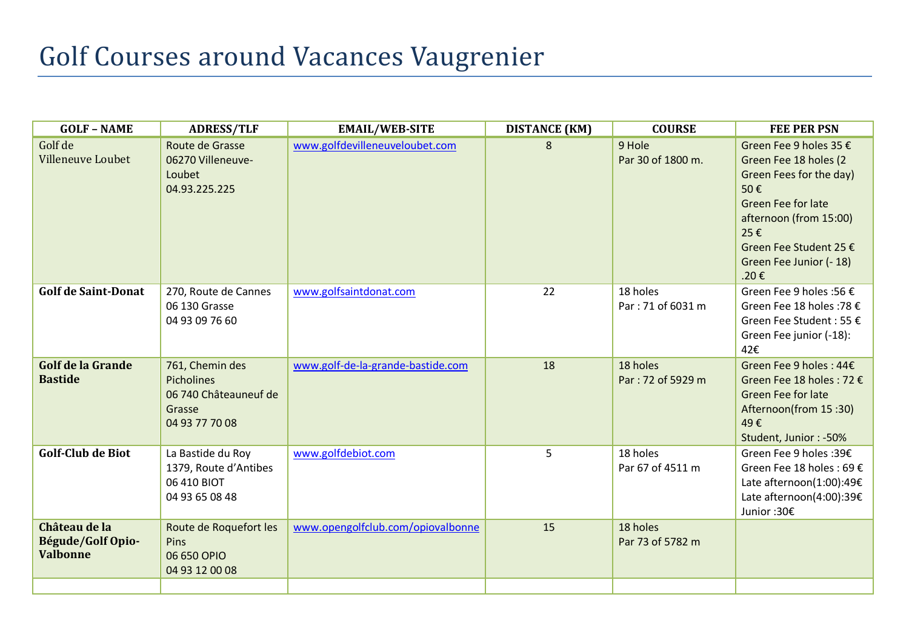# Golf Courses around Vacances Vaugrenier

| GOLF – NAME | ADRESS/TLF | EMAIL/WEB-SITE | DISTANCE (KM) | COURSE | FEE PER PSN |
|---|---|---|---|---|---|
| Golf de Villeneuve Loubet | Route de Grasse 06270 Villeneuve-Loubet 04.93.225.225 | www.golfdevilleneuveloubet.com | 8 | 9 Hole Par 30 of 1800 m. | Green Fee 9 holes 35 € Green Fee 18 holes (2 Green Fees for the day) 50 € Green Fee for late afternoon (from 15:00) 25 € Green Fee Student 25 € Green Fee Junior (- 18) .20 € |
| **Golf de Saint-Donat** | 270, Route de Cannes 06 130 Grasse 04 93 09 76 60 | www.golfsaintdonat.com | 22 | 18 holes Par : 71 of 6031 m | Green Fee 9 holes :56 € Green Fee 18 holes :78 € Green Fee Student : 55 € Green Fee junior (-18): 42€ |
| **Golf de la Grande Bastide** | 761, Chemin des Picholines 06 740 Châteauneuf de Grasse 04 93 77 70 08 | www.golf-de-la-grande-bastide.com | 18 | 18 holes Par : 72 of 5929 m | Green Fee 9 holes : 44€ Green Fee 18 holes : 72 € Green Fee for late Afternoon(from 15 :30) 49 € Student, Junior : -50% |
| **Golf-Club de Biot** | La Bastide du Roy 1379, Route d'Antibes 06 410 BIOT 04 93 65 08 48 | www.golfdebiot.com | 5 | 18 holes Par 67 of 4511 m | Green Fee 9 holes :39€ Green Fee 18 holes : 69 € Late afternoon(1:00):49€ Late afternoon(4:00):39€ Junior :30€ |
| **Château de la Bégude/Golf Opio-Valbonne** | Route de Roquefort les Pins 06 650 OPIO 04 93 12 00 08 | www.opengolfclub.com/opiovalbonne | 15 | 18 holes Par 73 of 5782 m | |
| | | | | | |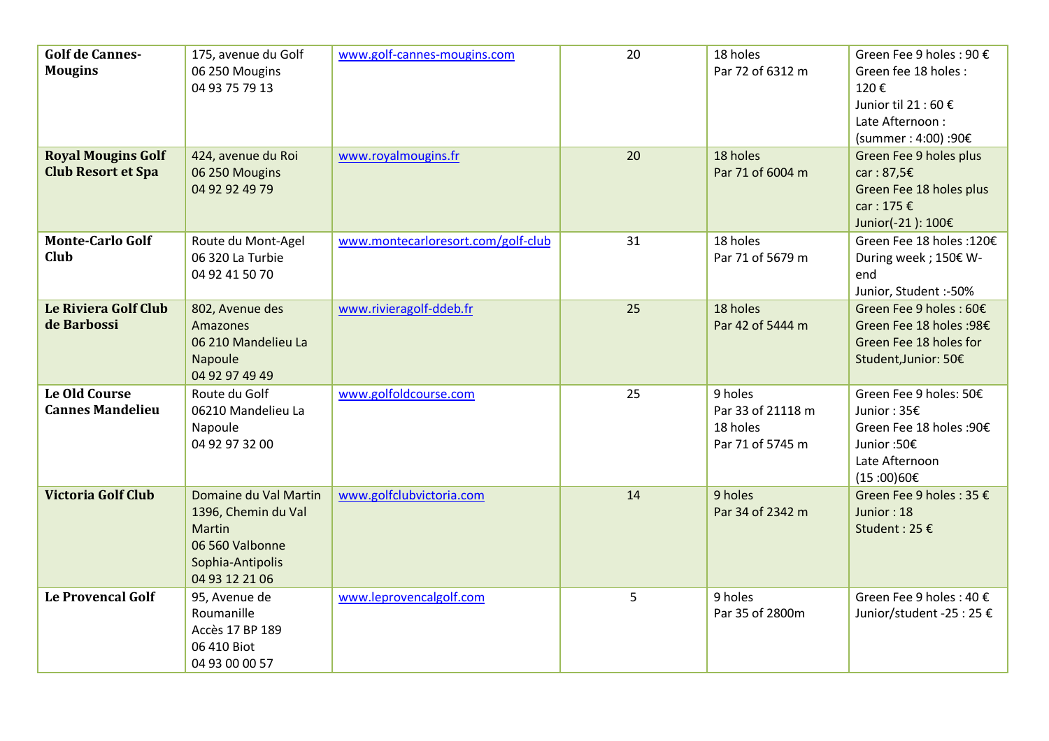| | | | | | |
|---|---|---|---|---|---|
| **Golf de Cannes-Mougins** | 175, avenue du Golf<br>06 250 Mougins<br>04 93 75 79 13 | www.golf-cannes-mougins.com | 20 | 18 holes<br>Par 72 of 6312 m | Green Fee 9 holes : 90 €<br>Green fee 18 holes : 120 €<br>Junior til 21 : 60 €<br>Late Afternoon : (summer : 4:00) :90€ |
| **Royal Mougins Golf Club Resort et Spa** | 424, avenue du Roi<br>06 250 Mougins<br>04 92 92 49 79 | www.royalmougins.fr | 20 | 18 holes<br>Par 71 of 6004 m | Green Fee 9 holes plus car : 87,5€<br>Green Fee 18 holes plus car : 175 €<br>Junior(-21 ): 100€ |
| **Monte-Carlo Golf Club** | Route du Mont-Agel<br>06 320 La Turbie<br>04 92 41 50 70 | www.montecarloresort.com/golf-club | 31 | 18 holes<br>Par 71 of 5679 m | Green Fee 18 holes :120€ During week ; 150€ W-end<br>Junior, Student :-50% |
| **Le Riviera Golf Club de Barbossi** | 802, Avenue des Amazones<br>06 210 Mandelieu La Napoule<br>04 92 97 49 49 | www.rivieragolf-ddeb.fr | 25 | 18 holes<br>Par 42 of 5444 m | Green Fee 9 holes : 60€<br>Green Fee 18 holes :98€<br>Green Fee 18 holes for Student,Junior: 50€ |
| **Le Old Course Cannes Mandelieu** | Route du Golf<br>06210 Mandelieu La Napoule<br>04 92 97 32 00 | www.golfoldcourse.com | 25 | 9 holes<br>Par 33 of 21118 m<br>18 holes<br>Par 71 of 5745 m | Green Fee 9 holes: 50€<br>Junior : 35€<br>Green Fee 18 holes :90€<br>Junior :50€<br>Late Afternoon (15 :00)60€ |
| **Victoria Golf Club** | Domaine du Val Martin<br>1396, Chemin du Val Martin<br>06 560 Valbonne Sophia-Antipolis<br>04 93 12 21 06 | www.golfclubvictoria.com | 14 | 9 holes<br>Par 34 of 2342 m | Green Fee 9 holes : 35 €<br>Junior : 18<br>Student : 25 € |
| **Le Provencal Golf** | 95, Avenue de Roumanille<br>Accès 17 BP 189<br>06 410 Biot<br>04 93 00 00 57 | www.leprovencalgolf.com | 5 | 9 holes<br>Par 35 of 2800m | Green Fee 9 holes : 40 €<br>Junior/student -25 : 25 € |